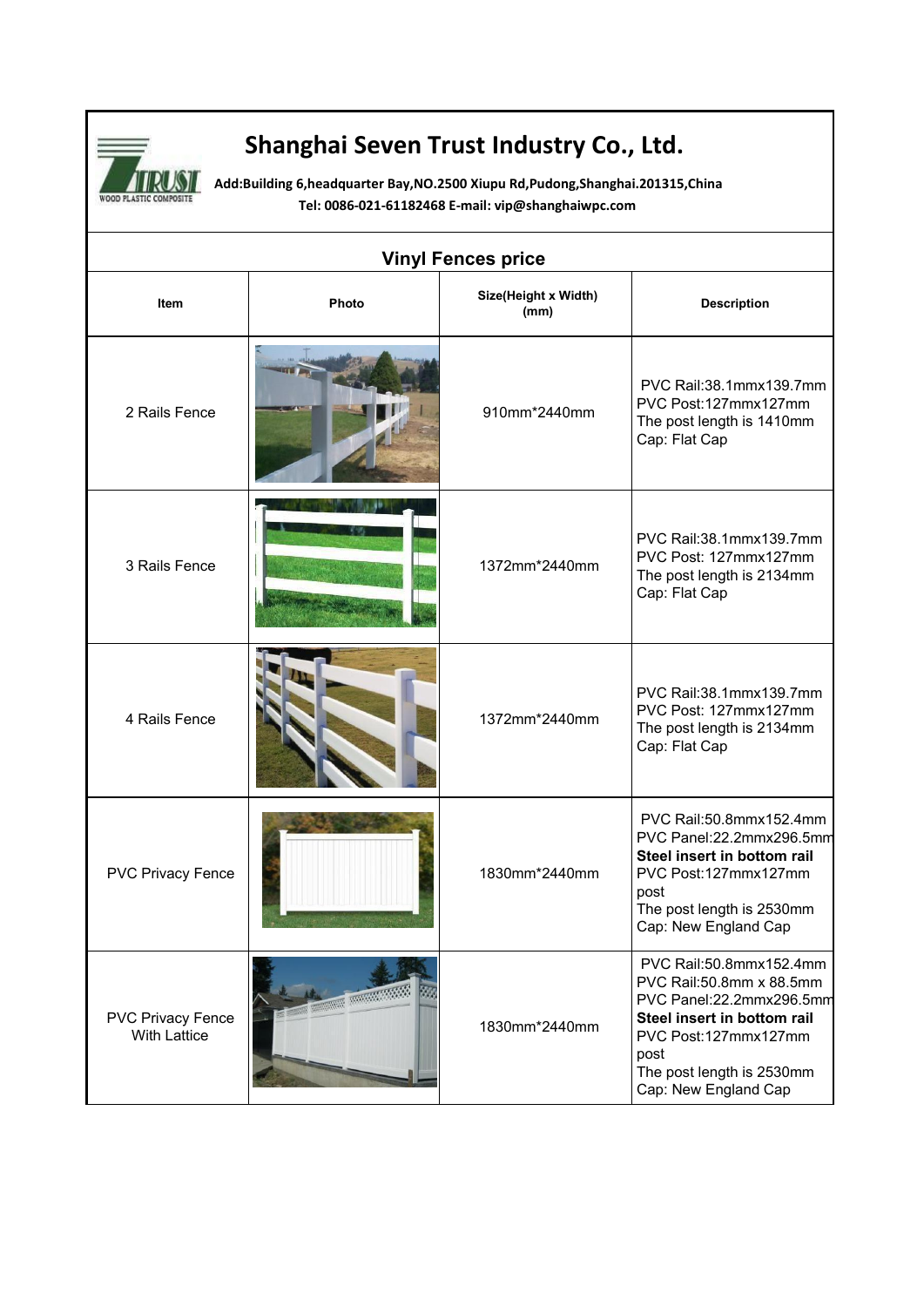# Shanghai Seven Trust Industry Co., Ltd.

**Add:Building 6,headquarter Bay,NO.2500 Xiupu Rd,Pudong,Shanghai.201315,China**
**Tel: 0086-021-61182468 E-mail: vip@shanghaiwpc.com**

## Vinyl Fences price

| Item | Photo | Size(Height x Width) (mm) | Description |
|---|---|---|---|
| 2 Rails Fence | | 910mm*2440mm | PVC Rail:38.1mmx139.7mm<br>PVC Post:127mmx127mm<br>The post length is 1410mm<br>Cap: Flat Cap |
| 3 Rails Fence | | 1372mm*2440mm | PVC Rail:38.1mmx139.7mm<br>PVC Post: 127mmx127mm<br>The post length is 2134mm<br>Cap: Flat Cap |
| 4 Rails Fence | | 1372mm*2440mm | PVC Rail:38.1mmx139.7mm<br>PVC Post: 127mmx127mm<br>The post length is 2134mm<br>Cap: Flat Cap |
| PVC Privacy Fence | | 1830mm*2440mm | PVC Rail:50.8mmx152.4mm<br>PVC Panel:22.2mmx296.5mm<br>**Steel insert in bottom rail**<br>PVC Post:127mmx127mm post<br>The post length is 2530mm<br>Cap: New England Cap |
| PVC Privacy Fence With Lattice | | 1830mm*2440mm | PVC Rail:50.8mmx152.4mm<br>PVC Rail:50.8mm x 88.5mm<br>PVC Panel:22.2mmx296.5mm<br>**Steel insert in bottom rail**<br>PVC Post:127mmx127mm post<br>The post length is 2530mm<br>Cap: New England Cap |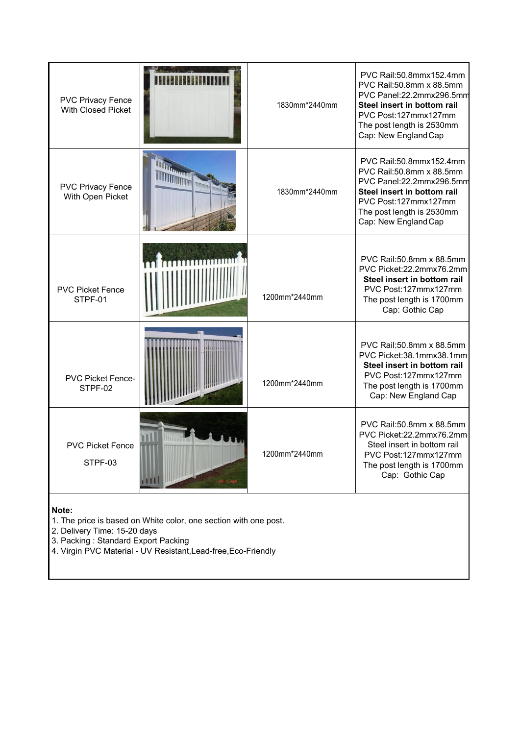| | | | |
|---|---|---|---|
| PVC Privacy Fence With Closed Picket | | 1830mm*2440mm | PVC Rail:50.8mmx152.4mm<br>PVC Rail:50.8mm x 88.5mm<br>PVC Panel:22.2mmx296.5mm<br>**Steel insert in bottom rail**<br>PVC Post:127mmx127mm<br>The post length is 2530mm<br>Cap: New England Cap |
| PVC Privacy Fence With Open Picket | | 1830mm*2440mm | PVC Rail:50.8mmx152.4mm<br>PVC Rail:50.8mm x 88.5mm<br>PVC Panel:22.2mmx296.5mm<br>**Steel insert in bottom rail**<br>PVC Post:127mmx127mm<br>The post length is 2530mm<br>Cap: New England Cap |
| PVC Picket Fence STPF-01 | | 1200mm*2440mm | PVC Rail:50.8mm x 88.5mm<br>PVC Picket:22.2mmx76.2mm<br>**Steel insert in bottom rail**<br>PVC Post:127mmx127mm<br>The post length is 1700mm<br>Cap: Gothic Cap |
| PVC Picket Fence-STPF-02 | | 1200mm*2440mm | PVC Rail:50.8mm x 88.5mm<br>PVC Picket:38.1mmx38.1mm<br>**Steel insert in bottom rail**<br>PVC Post:127mmx127mm<br>The post length is 1700mm<br>Cap: New England Cap |
| PVC Picket Fence<br>STPF-03 | | 1200mm*2440mm | PVC Rail:50.8mm x 88.5mm<br>PVC Picket:22.2mmx76.2mm<br>Steel insert in bottom rail<br>PVC Post:127mmx127mm<br>The post length is 1700mm<br>Cap: Gothic Cap |

**Note:**

1. The price is based on White color, one section with one post.
2. Delivery Time: 15-20 days
3. Packing : Standard Export Packing
4. Virgin PVC Material - UV Resistant,Lead-free,Eco-Friendly